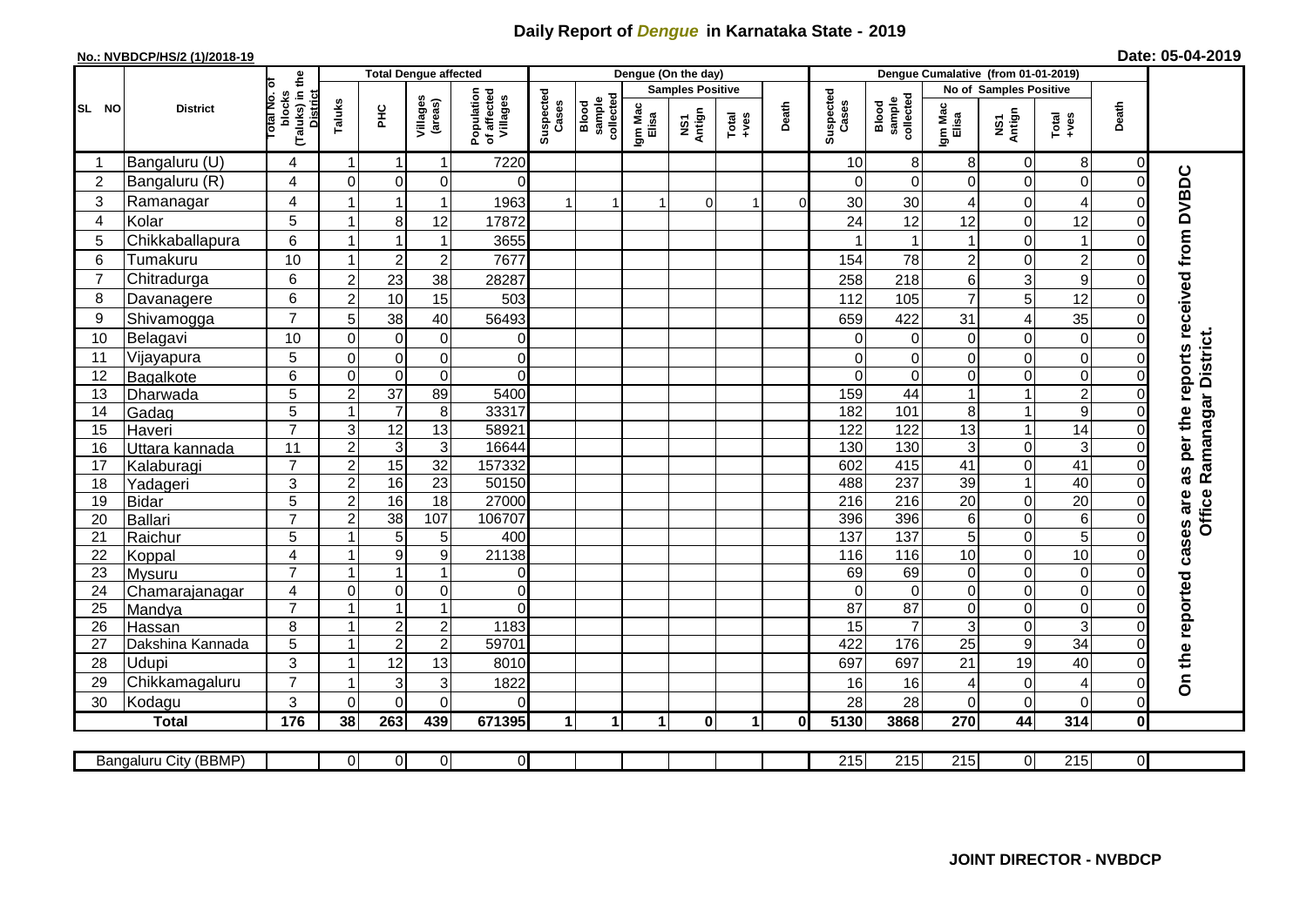# Daily Report of *Dengue* in Karnataka State - 2019

**No.: NVBDCP/HS/2 (1)/2018-19** **Date: 05-04-2019**

| SL NO | District | Total No. of blocks (Taluks) in the District | Total Dengue affected | | | | Dengue (On the day) | | | | | | Dengue Cumalative (from 01-01-2019) | | | | | | |
|---|---|---|---|---|---|---|---|---|---|---|---|---|---|---|---|---|---|---|---|
| | | | Taluks | PHC | Villages (areas) | Population of affected Villages | Suspected Cases | Blood sample collected | Samples Positive | | | Death | Suspected Cases | Blood sample collected | No of Samples Positive | | | Death | |
| | | | | | | | | | Igm Mac Elisa | NS1 Antign | Total +ves | | | | Igm Mac Elisa | NS1 Antign | Total +ves | | |
| 1 | Bangaluru (U) | 4 | 1 | 1 | 1 | 7220 | | | | | | | 10 | 8 | 8 | 0 | 8 | 0 | On the reported cases are as per the reports received from DVBDC Office Ramanagar District. |
| 2 | Bangaluru (R) | 4 | 0 | 0 | 0 | 0 | | | | | | | 0 | 0 | 0 | 0 | 0 | 0 | |
| 3 | Ramanagar | 4 | 1 | 1 | 1 | 1963 | 1 | 1 | 1 | 0 | 1 | 0 | 30 | 30 | 4 | 0 | 4 | 0 | |
| 4 | Kolar | 5 | 1 | 8 | 12 | 17872 | | | | | | | 24 | 12 | 12 | 0 | 12 | 0 | |
| 5 | Chikkaballapura | 6 | 1 | 1 | 1 | 3655 | | | | | | | 1 | 1 | 1 | 0 | 1 | 0 | |
| 6 | Tumakuru | 10 | 1 | 2 | 2 | 7677 | | | | | | | 154 | 78 | 2 | 0 | 2 | 0 | |
| 7 | Chitradurga | 6 | 2 | 23 | 38 | 28287 | | | | | | | 258 | 218 | 6 | 3 | 9 | 0 | |
| 8 | Davanagere | 6 | 2 | 10 | 15 | 503 | | | | | | | 112 | 105 | 7 | 5 | 12 | 0 | |
| 9 | Shivamogga | 7 | 5 | 38 | 40 | 56493 | | | | | | | 659 | 422 | 31 | 4 | 35 | 0 | |
| 10 | Belagavi | 10 | 0 | 0 | 0 | 0 | | | | | | | 0 | 0 | 0 | 0 | 0 | 0 | |
| 11 | Vijayapura | 5 | 0 | 0 | 0 | 0 | | | | | | | 0 | 0 | 0 | 0 | 0 | 0 | |
| 12 | Bagalkote | 6 | 0 | 0 | 0 | 0 | | | | | | | 0 | 0 | 0 | 0 | 0 | 0 | |
| 13 | Dharwada | 5 | 2 | 37 | 89 | 5400 | | | | | | | 159 | 44 | 1 | 1 | 2 | 0 | |
| 14 | Gadag | 5 | 1 | 7 | 8 | 33317 | | | | | | | 182 | 101 | 8 | 1 | 9 | 0 | |
| 15 | Haveri | 7 | 3 | 12 | 13 | 58921 | | | | | | | 122 | 122 | 13 | 1 | 14 | 0 | |
| 16 | Uttara kannada | 11 | 2 | 3 | 3 | 16644 | | | | | | | 130 | 130 | 3 | 0 | 3 | 0 | |
| 17 | Kalaburagi | 7 | 2 | 15 | 32 | 157332 | | | | | | | 602 | 415 | 41 | 0 | 41 | 0 | |
| 18 | Yadageri | 3 | 2 | 16 | 23 | 50150 | | | | | | | 488 | 237 | 39 | 1 | 40 | 0 | |
| 19 | Bidar | 5 | 2 | 16 | 18 | 27000 | | | | | | | 216 | 216 | 20 | 0 | 20 | 0 | |
| 20 | Ballari | 7 | 2 | 38 | 107 | 106707 | | | | | | | 396 | 396 | 6 | 0 | 6 | 0 | |
| 21 | Raichur | 5 | 1 | 5 | 5 | 400 | | | | | | | 137 | 137 | 5 | 0 | 5 | 0 | |
| 22 | Koppal | 4 | 1 | 9 | 9 | 21138 | | | | | | | 116 | 116 | 10 | 0 | 10 | 0 | |
| 23 | Mysuru | 7 | 1 | 1 | 1 | 0 | | | | | | | 69 | 69 | 0 | 0 | 0 | 0 | |
| 24 | Chamarajanagar | 4 | 0 | 0 | 0 | 0 | | | | | | | 0 | 0 | 0 | 0 | 0 | 0 | |
| 25 | Mandya | 7 | 1 | 1 | 1 | 0 | | | | | | | 87 | 87 | 0 | 0 | 0 | 0 | |
| 26 | Hassan | 8 | 1 | 2 | 2 | 1183 | | | | | | | 15 | 7 | 3 | 0 | 3 | 0 | |
| 27 | Dakshina Kannada | 5 | 1 | 2 | 2 | 59701 | | | | | | | 422 | 176 | 25 | 9 | 34 | 0 | |
| 28 | Udupi | 3 | 1 | 12 | 13 | 8010 | | | | | | | 697 | 697 | 21 | 19 | 40 | 0 | |
| 29 | Chikkamagaluru | 7 | 1 | 3 | 3 | 1822 | | | | | | | 16 | 16 | 4 | 0 | 4 | 0 | |
| 30 | Kodagu | 3 | 0 | 0 | 0 | 0 | | | | | | | 28 | 28 | 0 | 0 | 0 | 0 | |
| | **Total** | **176** | **38** | **263** | **439** | **671395** | **1** | **1** | **1** | **0** | **1** | **0** | **5130** | **3868** | **270** | **44** | **314** | **0** | |

| Bangaluru City (BBMP) | | 0 | 0 | 0 | 0 | | | | | | | 215 | 215 | 215 | 0 | 215 | 0 |
|---|---|---|---|---|---|---|---|---|---|---|---|---|---|---|---|---|---|

**JOINT DIRECTOR - NVBDCP**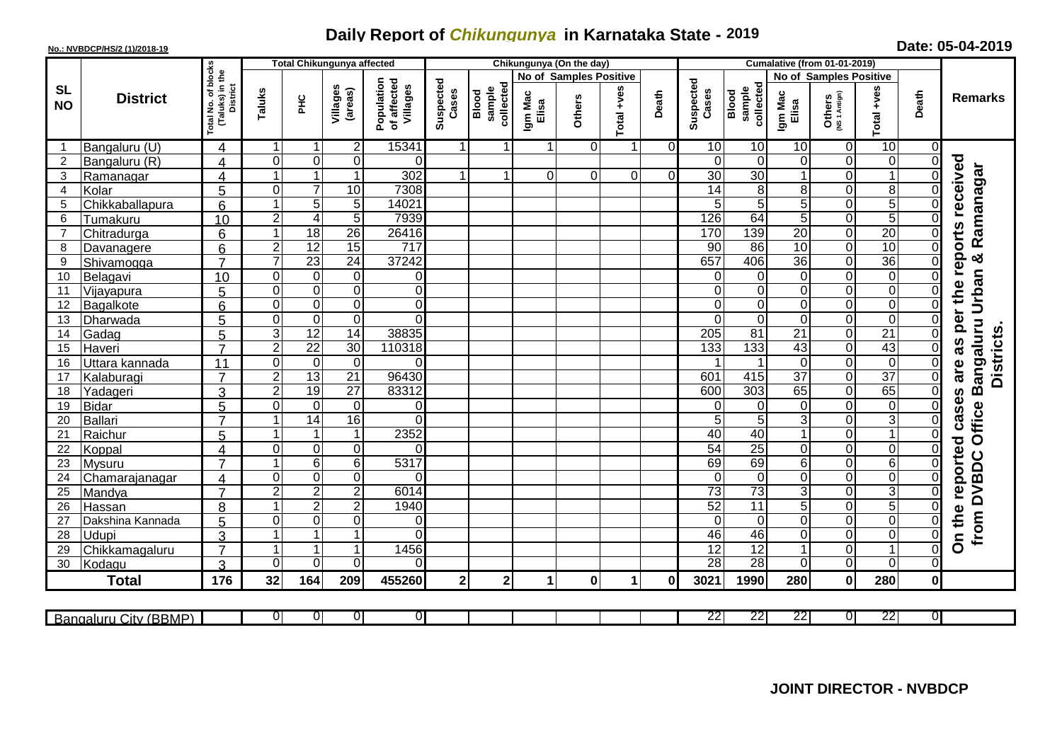# Daily Report of *Chikungunya* in Karnataka State - 2019

**No.: NVBDCP/HS/2 (1)/2018-19**

**Date: 05-04-2019**

| SL NO | District | Total No. of blocks (Taluks) in the District | Total Chikungunya affected | | | | Chikungunya (On the day) | | | | | | | Cumalative (from 01-01-2019) | | | | | | | Remarks |
|---|---|---|---|---|---|---|---|---|---|---|---|---|---|---|---|---|---|---|---|---|---|
| | | | Taluks | PHC | Villages (areas) | Population of affected Villages | Suspected Cases | Blood sample collected | No of Samples Positive | | | Death | Suspected Cases | Blood sample collected | No of Samples Positive | | | Death | |
| | | | | | | | | | Igm Mac Elisa | Others | Total +ves | | | | Igm Mac Elisa | Others (NS 1 Antign) | Total +ves | | |
| 1 | Bangaluru (U) | 4 | 1 | 1 | 2 | 15341 | 1 | 1 | 1 | 0 | 1 | 0 | 10 | 10 | 10 | 0 | 10 | 0 | On the reported cases are as per the reports received from DVBDC Office Bangaluru Urban & Ramanagar Districts. |
| 2 | Bangaluru (R) | 4 | 0 | 0 | 0 | 0 | | | | | | | 0 | 0 | 0 | 0 | 0 | 0 | |
| 3 | Ramanagar | 4 | 1 | 1 | 1 | 302 | 1 | 1 | 0 | 0 | 0 | 0 | 30 | 30 | 1 | 0 | 1 | 0 | |
| 4 | Kolar | 5 | 0 | 7 | 10 | 7308 | | | | | | | 14 | 8 | 8 | 0 | 8 | 0 | |
| 5 | Chikkaballapura | 6 | 1 | 5 | 5 | 14021 | | | | | | | 5 | 5 | 5 | 0 | 5 | 0 | |
| 6 | Tumakuru | 10 | 2 | 4 | 5 | 7939 | | | | | | | 126 | 64 | 5 | 0 | 5 | 0 | |
| 7 | Chitradurga | 6 | 1 | 18 | 26 | 26416 | | | | | | | 170 | 139 | 20 | 0 | 20 | 0 | |
| 8 | Davanagere | 6 | 2 | 12 | 15 | 717 | | | | | | | 90 | 86 | 10 | 0 | 10 | 0 | |
| 9 | Shivamogga | 7 | 7 | 23 | 24 | 37242 | | | | | | | 657 | 406 | 36 | 0 | 36 | 0 | |
| 10 | Belagavi | 10 | 0 | 0 | 0 | 0 | | | | | | | 0 | 0 | 0 | 0 | 0 | 0 | |
| 11 | Vijayapura | 5 | 0 | 0 | 0 | 0 | | | | | | | 0 | 0 | 0 | 0 | 0 | 0 | |
| 12 | Bagalkote | 6 | 0 | 0 | 0 | 0 | | | | | | | 0 | 0 | 0 | 0 | 0 | 0 | |
| 13 | Dharwada | 5 | 0 | 0 | 0 | 0 | | | | | | | 0 | 0 | 0 | 0 | 0 | 0 | |
| 14 | Gadag | 5 | 3 | 12 | 14 | 38835 | | | | | | | 205 | 81 | 21 | 0 | 21 | 0 | |
| 15 | Haveri | 7 | 2 | 22 | 30 | 110318 | | | | | | | 133 | 133 | 43 | 0 | 43 | 0 | |
| 16 | Uttara kannada | 11 | 0 | 0 | 0 | 0 | | | | | | | 1 | 1 | 0 | 0 | 0 | 0 | |
| 17 | Kalaburagi | 7 | 2 | 13 | 21 | 96430 | | | | | | | 601 | 415 | 37 | 0 | 37 | 0 | |
| 18 | Yadageri | 3 | 2 | 19 | 27 | 83312 | | | | | | | 600 | 303 | 65 | 0 | 65 | 0 | |
| 19 | Bidar | 5 | 0 | 0 | 0 | 0 | | | | | | | 0 | 0 | 0 | 0 | 0 | 0 | |
| 20 | Ballari | 7 | 1 | 14 | 16 | 0 | | | | | | | 5 | 5 | 3 | 0 | 3 | 0 | |
| 21 | Raichur | 5 | 1 | 1 | 1 | 2352 | | | | | | | 40 | 40 | 1 | 0 | 1 | 0 | |
| 22 | Koppal | 4 | 0 | 0 | 0 | 0 | | | | | | | 54 | 25 | 0 | 0 | 0 | 0 | |
| 23 | Mysuru | 7 | 1 | 6 | 6 | 5317 | | | | | | | 69 | 69 | 6 | 0 | 6 | 0 | |
| 24 | Chamarajanagar | 4 | 0 | 0 | 0 | 0 | | | | | | | 0 | 0 | 0 | 0 | 0 | 0 | |
| 25 | Mandya | 7 | 2 | 2 | 2 | 6014 | | | | | | | 73 | 73 | 3 | 0 | 3 | 0 | |
| 26 | Hassan | 8 | 1 | 2 | 2 | 1940 | | | | | | | 52 | 11 | 5 | 0 | 5 | 0 | |
| 27 | Dakshina Kannada | 5 | 0 | 0 | 0 | 0 | | | | | | | 0 | 0 | 0 | 0 | 0 | 0 | |
| 28 | Udupi | 3 | 1 | 1 | 1 | 0 | | | | | | | 46 | 46 | 0 | 0 | 0 | 0 | |
| 29 | Chikkamagaluru | 7 | 1 | 1 | 1 | 1456 | | | | | | | 12 | 12 | 1 | 0 | 1 | 0 | |
| 30 | Kodagu | 3 | 0 | 0 | 0 | 0 | | | | | | | 28 | 28 | 0 | 0 | 0 | 0 | |
| | **Total** | **176** | **32** | **164** | **209** | **455260** | **2** | **2** | **1** | **0** | **1** | **0** | **3021** | **1990** | **280** | **0** | **280** | **0** | |

| | | | | | | | | | | | | | | | | | | | |
|---|---|---|---|---|---|---|---|---|---|---|---|---|---|---|---|---|---|---|---|
| Bangaluru City (BBMP) | | 0 | 0 | 0 | 0 | | | | | | | 22 | 22 | 22 | 0 | 22 | 0 | |

**JOINT DIRECTOR - NVBDCP**